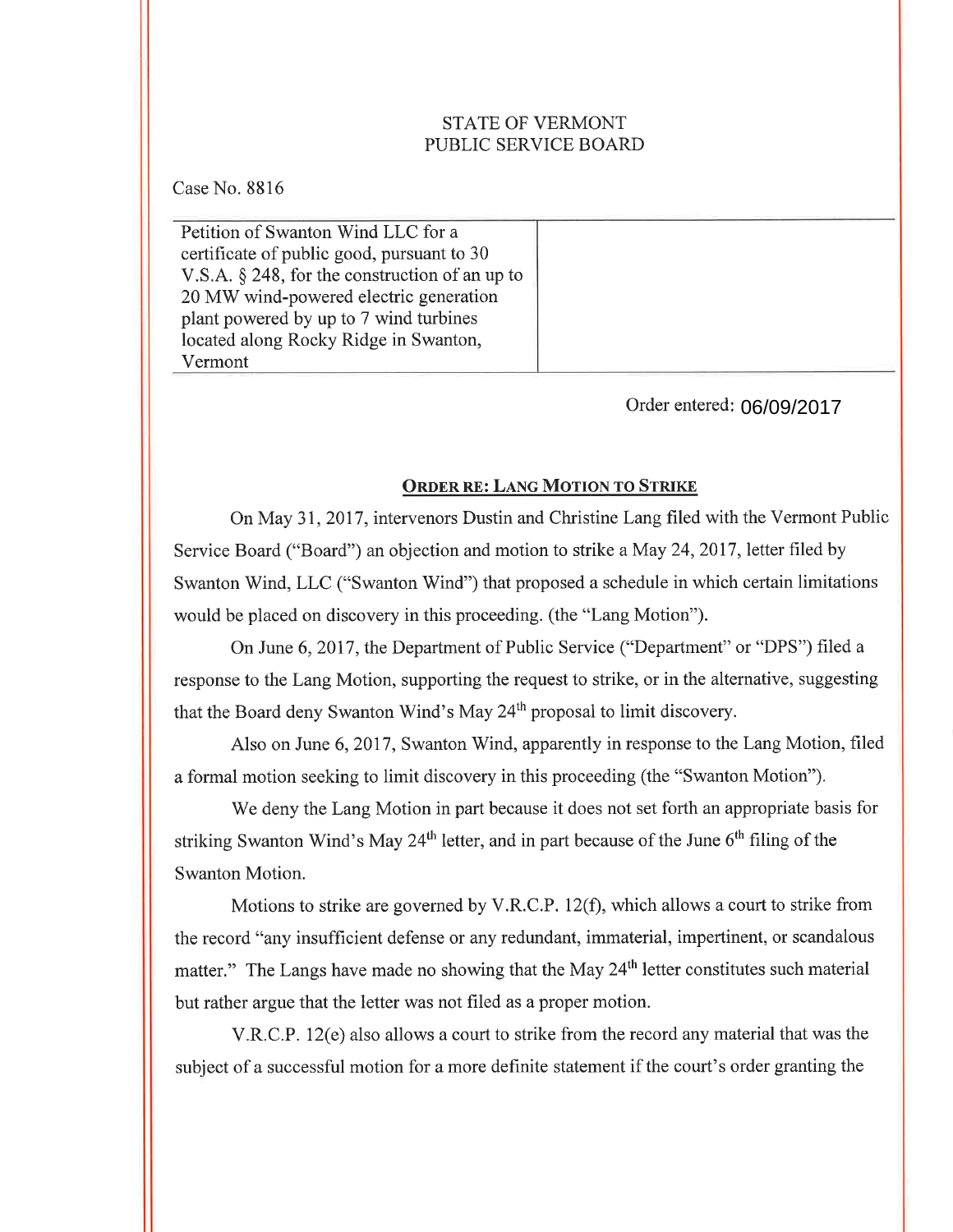STATE OF VERMONT
PUBLIC SERVICE BOARD

Case No. 8816

| Petition of Swanton Wind LLC for a certificate of public good, pursuant to 30 V.S.A. § 248, for the construction of an up to 20 MW wind-powered electric generation plant powered by up to 7 wind turbines located along Rocky Ridge in Swanton, Vermont | |
|---|---|

Order entered: 06/09/2017

## ORDER RE: LANG MOTION TO STRIKE

On May 31, 2017, intervenors Dustin and Christine Lang filed with the Vermont Public Service Board ("Board") an objection and motion to strike a May 24, 2017, letter filed by Swanton Wind, LLC ("Swanton Wind") that proposed a schedule in which certain limitations would be placed on discovery in this proceeding. (the "Lang Motion").

On June 6, 2017, the Department of Public Service ("Department" or "DPS") filed a response to the Lang Motion, supporting the request to strike, or in the alternative, suggesting that the Board deny Swanton Wind's May 24th proposal to limit discovery.

Also on June 6, 2017, Swanton Wind, apparently in response to the Lang Motion, filed a formal motion seeking to limit discovery in this proceeding (the "Swanton Motion").

We deny the Lang Motion in part because it does not set forth an appropriate basis for striking Swanton Wind's May 24th letter, and in part because of the June 6th filing of the Swanton Motion.

Motions to strike are governed by V.R.C.P. 12(f), which allows a court to strike from the record "any insufficient defense or any redundant, immaterial, impertinent, or scandalous matter." The Langs have made no showing that the May 24th letter constitutes such material but rather argue that the letter was not filed as a proper motion.

V.R.C.P. 12(e) also allows a court to strike from the record any material that was the subject of a successful motion for a more definite statement if the court's order granting the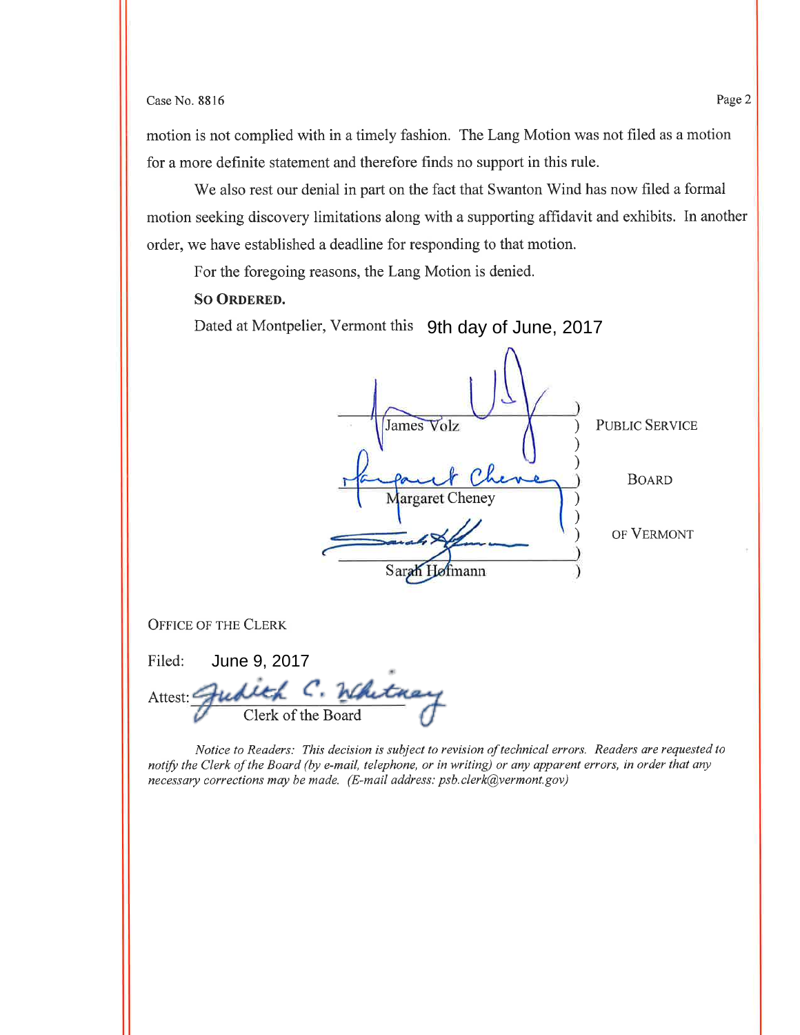motion is not complied with in a timely fashion. The Lang Motion was not filed as a motion for a more definite statement and therefore finds no support in this rule.

We also rest our denial in part on the fact that Swanton Wind has now filed a formal motion seeking discovery limitations along with a supporting affidavit and exhibits. In another order, we have established a deadline for responding to that motion.

For the foregoing reasons, the Lang Motion is denied.

**SO ORDERED.**

Dated at Montpelier, Vermont this 9th day of June, 2017

| | | |
|---|---|---|
| James Volz | ) | PUBLIC SERVICE |
| | ) | |
| Margaret Cheney | ) | BOARD |
| | ) | |
| Sarah Hofmann | ) | OF VERMONT |

OFFICE OF THE CLERK

Filed: June 9, 2017

Attest: Judith C. Whitney
Clerk of the Board

*Notice to Readers: This decision is subject to revision of technical errors. Readers are requested to notify the Clerk of the Board (by e-mail, telephone, or in writing) or any apparent errors, in order that any necessary corrections may be made. (E-mail address: psb.clerk@vermont.gov)*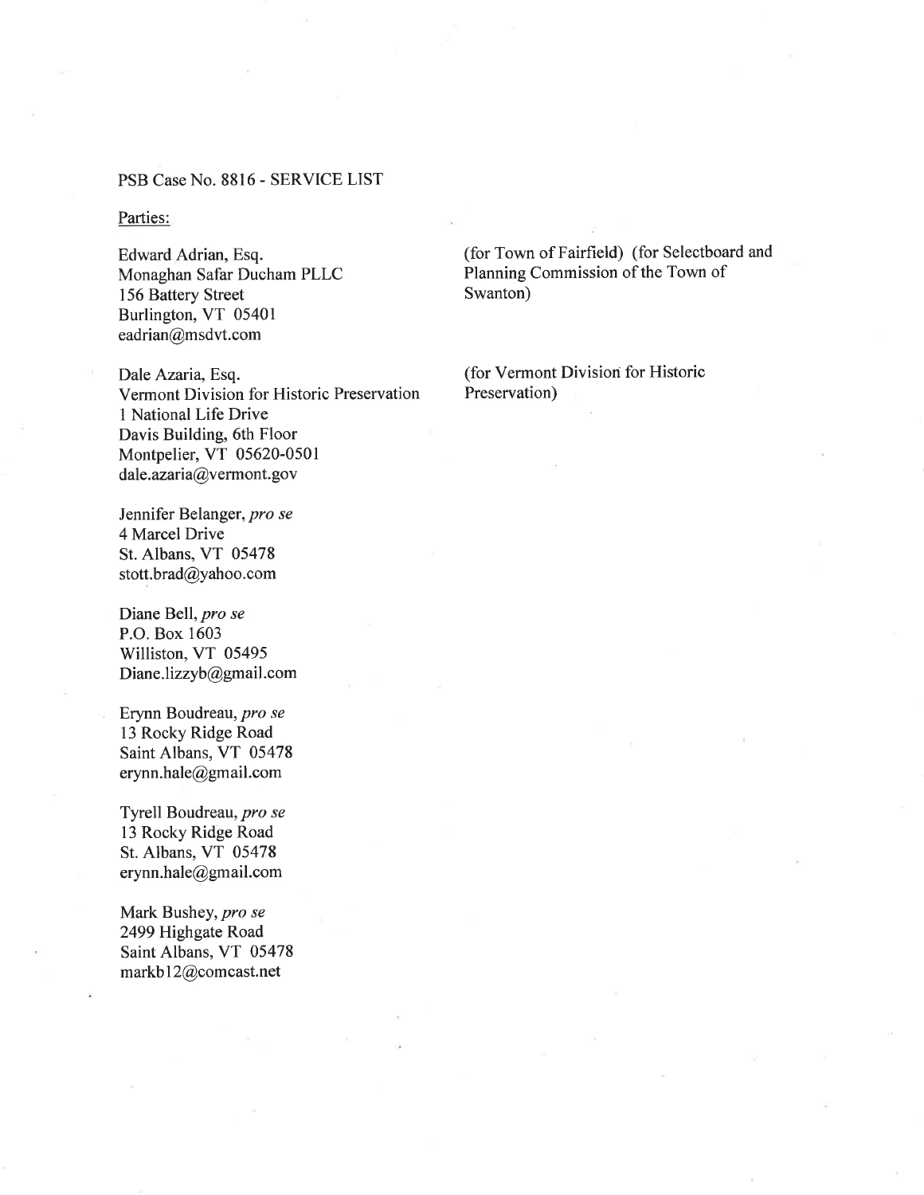PSB Case No. 8816 - SERVICE LIST

Parties:

Edward Adrian, Esq.
Monaghan Safar Ducham PLLC
156 Battery Street
Burlington, VT 05401
eadrian@msdvt.com

(for Town of Fairfield) (for Selectboard and Planning Commission of the Town of Swanton)

Dale Azaria, Esq.
Vermont Division for Historic Preservation
1 National Life Drive
Davis Building, 6th Floor
Montpelier, VT 05620-0501
dale.azaria@vermont.gov

(for Vermont Division for Historic Preservation)

Jennifer Belanger, *pro se*
4 Marcel Drive
St. Albans, VT 05478
stott.brad@yahoo.com

Diane Bell, *pro se*
P.O. Box 1603
Williston, VT 05495
Diane.lizzyb@gmail.com

Erynn Boudreau, *pro se*
13 Rocky Ridge Road
Saint Albans, VT 05478
erynn.hale@gmail.com

Tyrell Boudreau, *pro se*
13 Rocky Ridge Road
St. Albans, VT 05478
erynn.hale@gmail.com

Mark Bushey, *pro se*
2499 Highgate Road
Saint Albans, VT 05478
markb12@comcast.net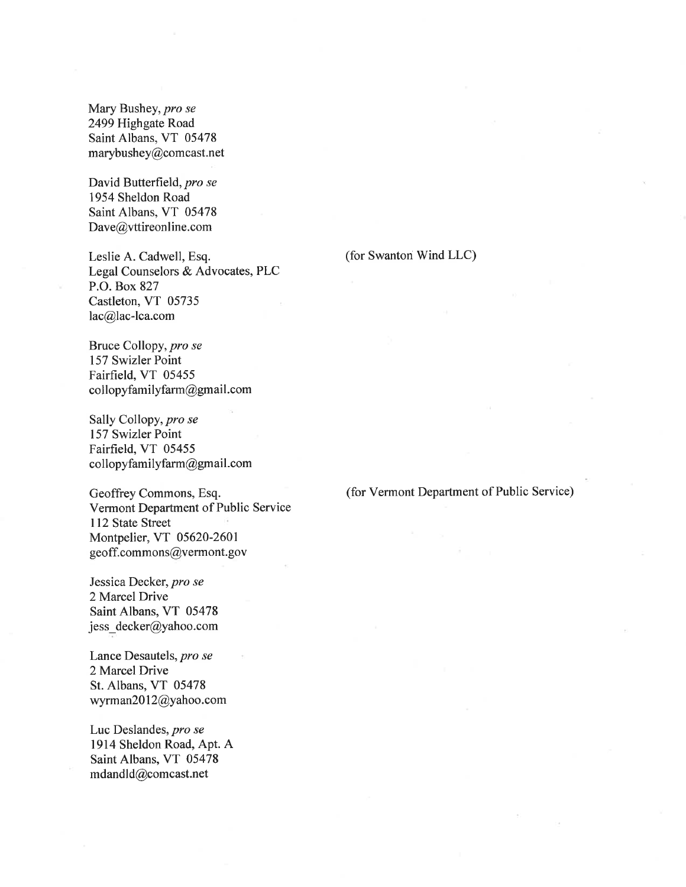Mary Bushey, *pro se*
2499 Highgate Road
Saint Albans, VT 05478
marybushey@comcast.net

David Butterfield, *pro se*
1954 Sheldon Road
Saint Albans, VT 05478
Dave@vttireonline.com

Leslie A. Cadwell, Esq. (for Swanton Wind LLC)
Legal Counselors & Advocates, PLC
P.O. Box 827
Castleton, VT 05735
lac@lac-lca.com

Bruce Collopy, *pro se*
157 Swizler Point
Fairfield, VT 05455
collopyfamilyfarm@gmail.com

Sally Collopy, *pro se*
157 Swizler Point
Fairfield, VT 05455
collopyfamilyfarm@gmail.com

Geoffrey Commons, Esq. (for Vermont Department of Public Service)
Vermont Department of Public Service
112 State Street
Montpelier, VT 05620-2601
geoff.commons@vermont.gov

Jessica Decker, *pro se*
2 Marcel Drive
Saint Albans, VT 05478
jess_decker@yahoo.com

Lance Desautels, *pro se*
2 Marcel Drive
St. Albans, VT 05478
wyrman2012@yahoo.com

Luc Deslandes, *pro se*
1914 Sheldon Road, Apt. A
Saint Albans, VT 05478
mdandld@comcast.net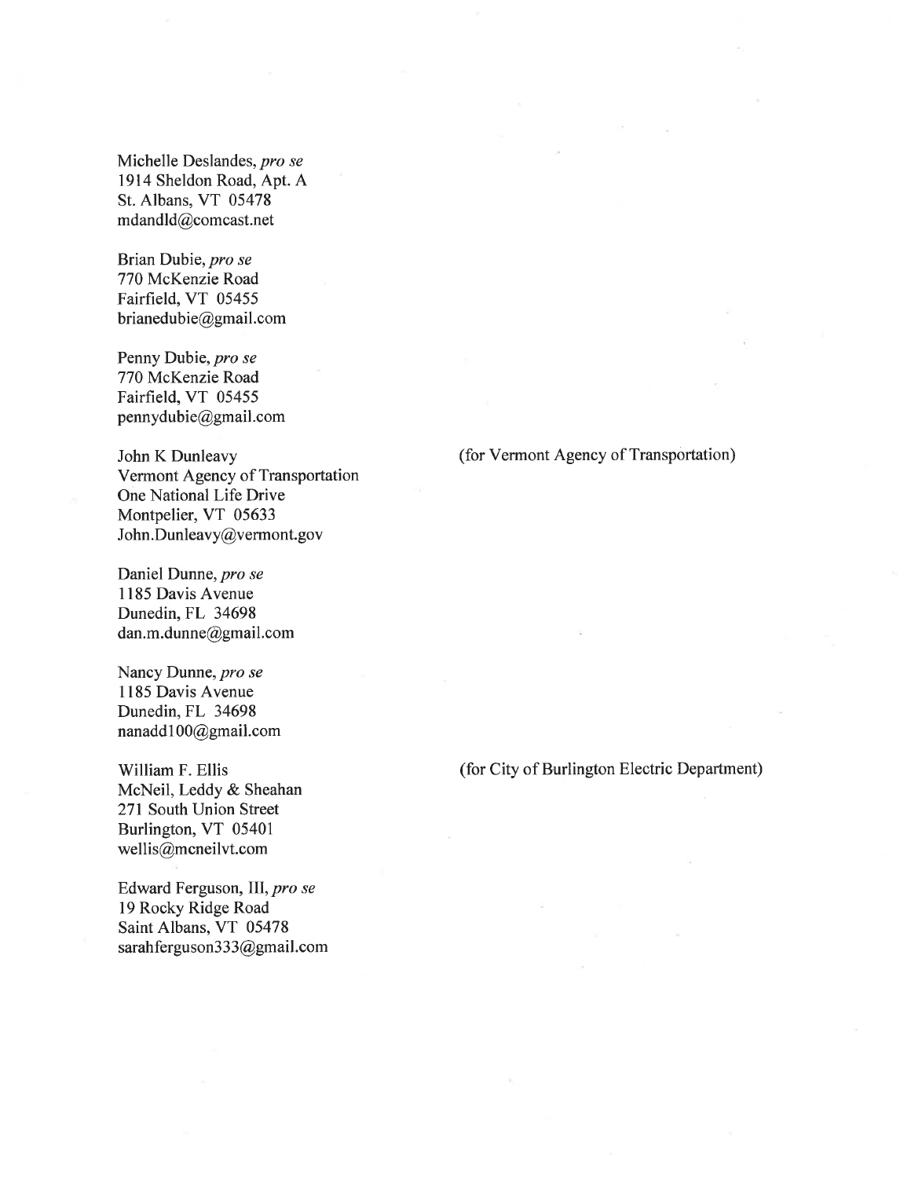Michelle Deslandes, *pro se*
1914 Sheldon Road, Apt. A
St. Albans, VT 05478
mdandld@comcast.net

Brian Dubie, *pro se*
770 McKenzie Road
Fairfield, VT 05455
brianedubie@gmail.com

Penny Dubie, *pro se*
770 McKenzie Road
Fairfield, VT 05455
pennydubie@gmail.com

John K Dunleavy
Vermont Agency of Transportation
One National Life Drive
Montpelier, VT 05633
John.Dunleavy@vermont.gov

(for Vermont Agency of Transportation)

Daniel Dunne, *pro se*
1185 Davis Avenue
Dunedin, FL 34698
dan.m.dunne@gmail.com

Nancy Dunne, *pro se*
1185 Davis Avenue
Dunedin, FL 34698
nanadd100@gmail.com

William F. Ellis
McNeil, Leddy & Sheahan
271 South Union Street
Burlington, VT 05401
wellis@mcneilvt.com

(for City of Burlington Electric Department)

Edward Ferguson, III, *pro se*
19 Rocky Ridge Road
Saint Albans, VT 05478
sarahferguson333@gmail.com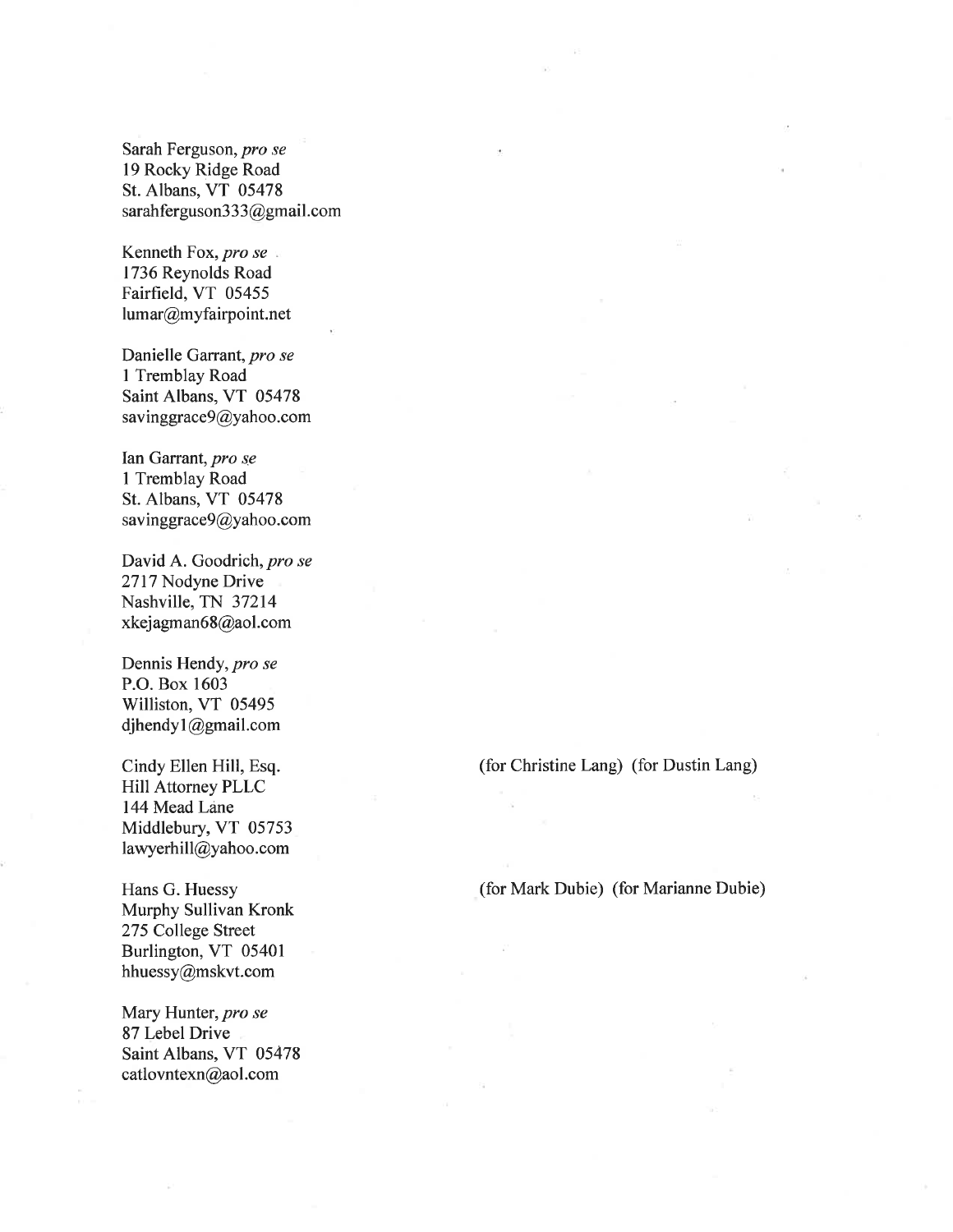Sarah Ferguson, *pro se*
19 Rocky Ridge Road
St. Albans, VT 05478
sarahferguson333@gmail.com

Kenneth Fox, *pro se*
1736 Reynolds Road
Fairfield, VT 05455
lumar@myfairpoint.net

Danielle Garrant, *pro se*
1 Tremblay Road
Saint Albans, VT 05478
savinggrace9@yahoo.com

Ian Garrant, *pro se*
1 Tremblay Road
St. Albans, VT 05478
savinggrace9@yahoo.com

David A. Goodrich, *pro se*
2717 Nodyne Drive
Nashville, TN 37214
xkejagman68@aol.com

Dennis Hendy, *pro se*
P.O. Box 1603
Williston, VT 05495
djhendy1@gmail.com

Cindy Ellen Hill, Esq.
Hill Attorney PLLC
144 Mead Lane
Middlebury, VT 05753
lawyerhill@yahoo.com

(for Christine Lang) (for Dustin Lang)

Hans G. Huessy
Murphy Sullivan Kronk
275 College Street
Burlington, VT 05401
hhuessy@mskvt.com

(for Mark Dubie) (for Marianne Dubie)

Mary Hunter, *pro se*
87 Lebel Drive
Saint Albans, VT 05478
catlovntexn@aol.com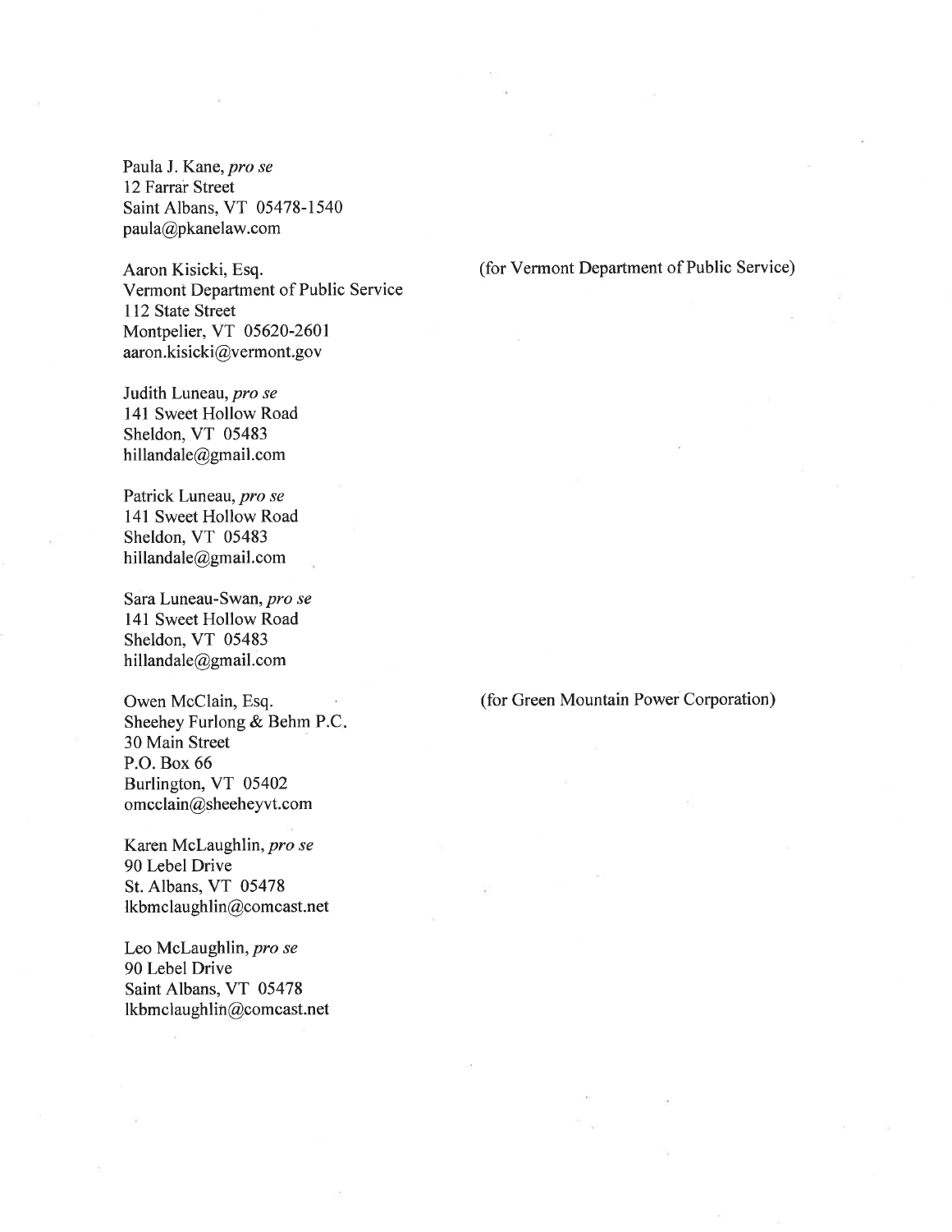Paula J. Kane, *pro se*
12 Farrar Street
Saint Albans, VT 05478-1540
paula@pkanelaw.com

Aaron Kisicki, Esq.
Vermont Department of Public Service
112 State Street
Montpelier, VT 05620-2601
aaron.kisicki@vermont.gov

(for Vermont Department of Public Service)

Judith Luneau, *pro se*
141 Sweet Hollow Road
Sheldon, VT 05483
hillandale@gmail.com

Patrick Luneau, *pro se*
141 Sweet Hollow Road
Sheldon, VT 05483
hillandale@gmail.com

Sara Luneau-Swan, *pro se*
141 Sweet Hollow Road
Sheldon, VT 05483
hillandale@gmail.com

Owen McClain, Esq.
Sheehey Furlong & Behm P.C.
30 Main Street
P.O. Box 66
Burlington, VT 05402
omcclain@sheeheyvt.com

(for Green Mountain Power Corporation)

Karen McLaughlin, *pro se*
90 Lebel Drive
St. Albans, VT 05478
lkbmclaughlin@comcast.net

Leo McLaughlin, *pro se*
90 Lebel Drive
Saint Albans, VT 05478
lkbmclaughlin@comcast.net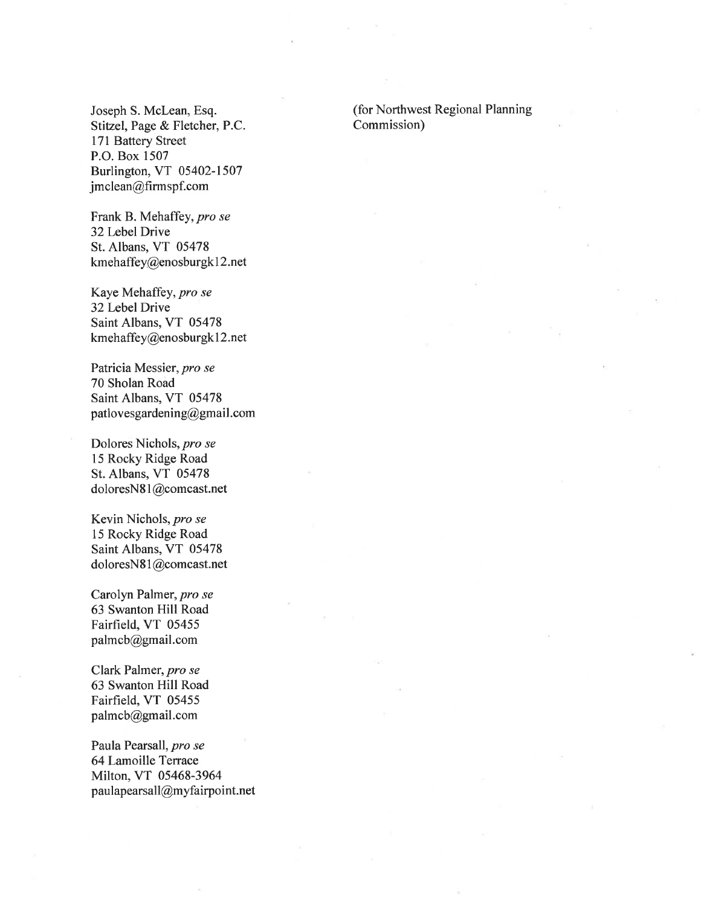Joseph S. McLean, Esq.
Stitzel, Page & Fletcher, P.C.
171 Battery Street
P.O. Box 1507
Burlington, VT 05402-1507
jmclean@firmspf.com

(for Northwest Regional Planning Commission)

Frank B. Mehaffey, *pro se*
32 Lebel Drive
St. Albans, VT 05478
kmehaffey@enosburgk12.net

Kaye Mehaffey, *pro se*
32 Lebel Drive
Saint Albans, VT 05478
kmehaffey@enosburgk12.net

Patricia Messier, *pro se*
70 Sholan Road
Saint Albans, VT 05478
patlovesgardening@gmail.com

Dolores Nichols, *pro se*
15 Rocky Ridge Road
St. Albans, VT 05478
doloresN81@comcast.net

Kevin Nichols, *pro se*
15 Rocky Ridge Road
Saint Albans, VT 05478
doloresN81@comcast.net

Carolyn Palmer, *pro se*
63 Swanton Hill Road
Fairfield, VT 05455
palmcb@gmail.com

Clark Palmer, *pro se*
63 Swanton Hill Road
Fairfield, VT 05455
palmcb@gmail.com

Paula Pearsall, *pro se*
64 Lamoille Terrace
Milton, VT 05468-3964
paulapearsall@myfairpoint.net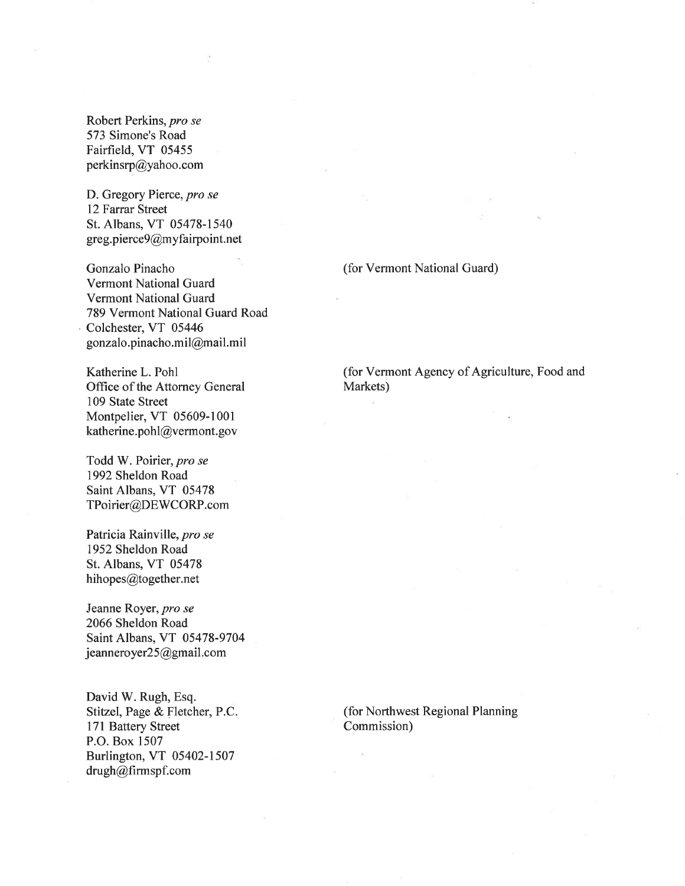Robert Perkins, *pro se*
573 Simone's Road
Fairfield, VT 05455
perkinsrp@yahoo.com

D. Gregory Pierce, *pro se*
12 Farrar Street
St. Albans, VT 05478-1540
greg.pierce9@myfairpoint.net

Gonzalo Pinacho
Vermont National Guard
Vermont National Guard
789 Vermont National Guard Road
Colchester, VT 05446
gonzalo.pinacho.mil@mail.mil

(for Vermont National Guard)

Katherine L. Pohl
Office of the Attorney General
109 State Street
Montpelier, VT 05609-1001
katherine.pohl@vermont.gov

(for Vermont Agency of Agriculture, Food and Markets)

Todd W. Poirier, *pro se*
1992 Sheldon Road
Saint Albans, VT 05478
TPoirier@DEWCORP.com

Patricia Rainville, *pro se*
1952 Sheldon Road
St. Albans, VT 05478
hihopes@together.net

Jeanne Royer, *pro se*
2066 Sheldon Road
Saint Albans, VT 05478-9704
jeanneroyer25@gmail.com

David W. Rugh, Esq.
Stitzel, Page & Fletcher, P.C.
171 Battery Street
P.O. Box 1507
Burlington, VT 05402-1507
drugh@firmspf.com

(for Northwest Regional Planning Commission)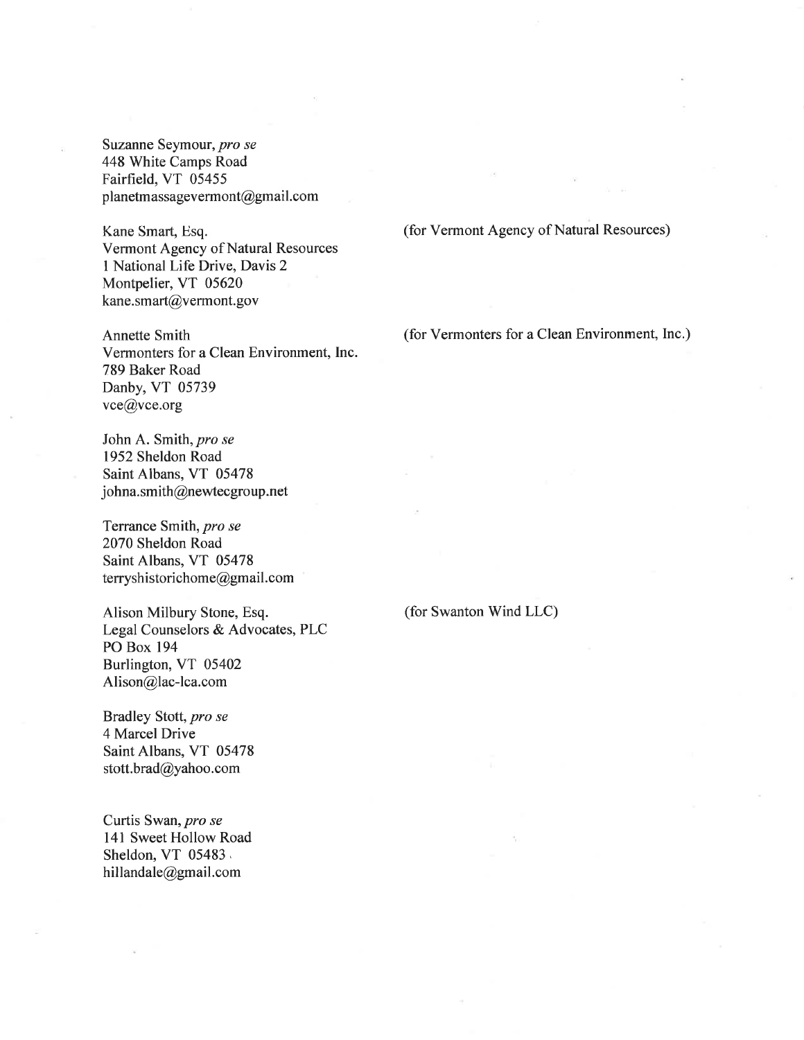Suzanne Seymour, *pro se*
448 White Camps Road
Fairfield, VT 05455
planetmassagevermont@gmail.com

Kane Smart, Esq. (for Vermont Agency of Natural Resources)
Vermont Agency of Natural Resources
1 National Life Drive, Davis 2
Montpelier, VT 05620
kane.smart@vermont.gov

Annette Smith (for Vermonters for a Clean Environment, Inc.)
Vermonters for a Clean Environment, Inc.
789 Baker Road
Danby, VT 05739
vce@vce.org

John A. Smith, *pro se*
1952 Sheldon Road
Saint Albans, VT 05478
johna.smith@newtecgroup.net

Terrance Smith, *pro se*
2070 Sheldon Road
Saint Albans, VT 05478
terryshistorichome@gmail.com

Alison Milbury Stone, Esq. (for Swanton Wind LLC)
Legal Counselors & Advocates, PLC
PO Box 194
Burlington, VT 05402
Alison@lac-lca.com

Bradley Stott, *pro se*
4 Marcel Drive
Saint Albans, VT 05478
stott.brad@yahoo.com

Curtis Swan, *pro se*
141 Sweet Hollow Road
Sheldon, VT 05483
hillandale@gmail.com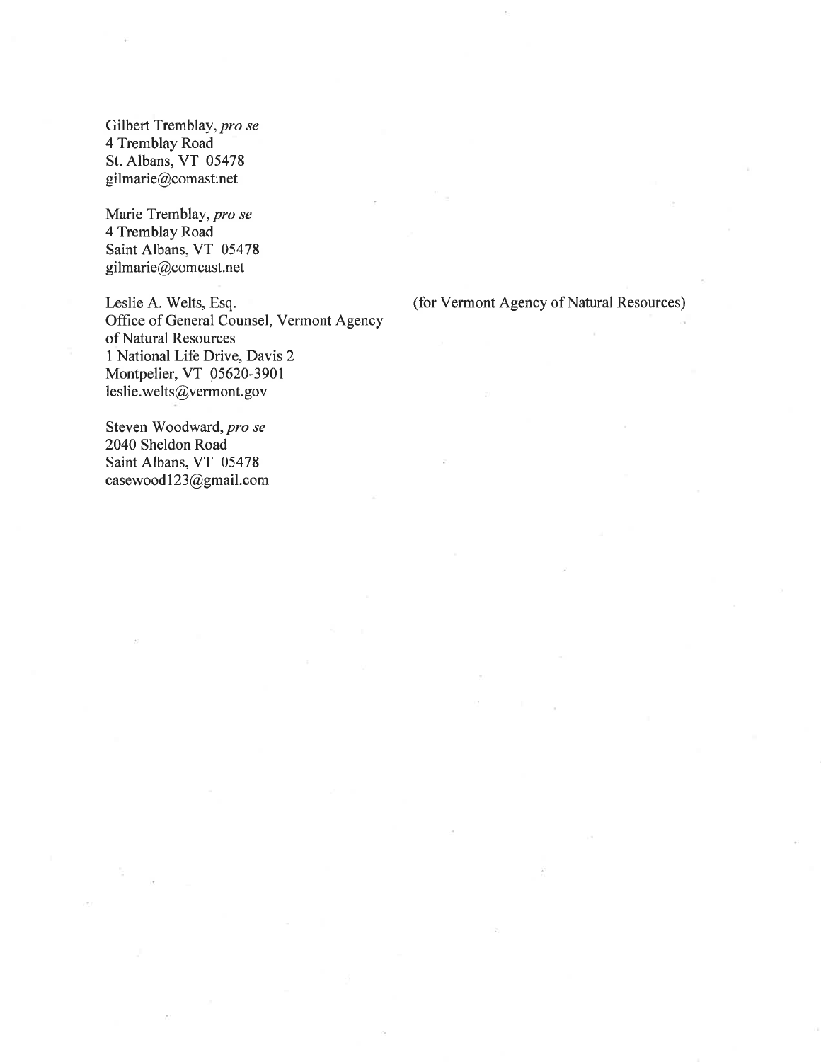Gilbert Tremblay, *pro se*
4 Tremblay Road
St. Albans, VT 05478
gilmarie@comast.net

Marie Tremblay, *pro se*
4 Tremblay Road
Saint Albans, VT 05478
gilmarie@comcast.net

Leslie A. Welts, Esq. (for Vermont Agency of Natural Resources)
Office of General Counsel, Vermont Agency of Natural Resources
1 National Life Drive, Davis 2
Montpelier, VT 05620-3901
leslie.welts@vermont.gov

Steven Woodward, *pro se*
2040 Sheldon Road
Saint Albans, VT 05478
casewood123@gmail.com